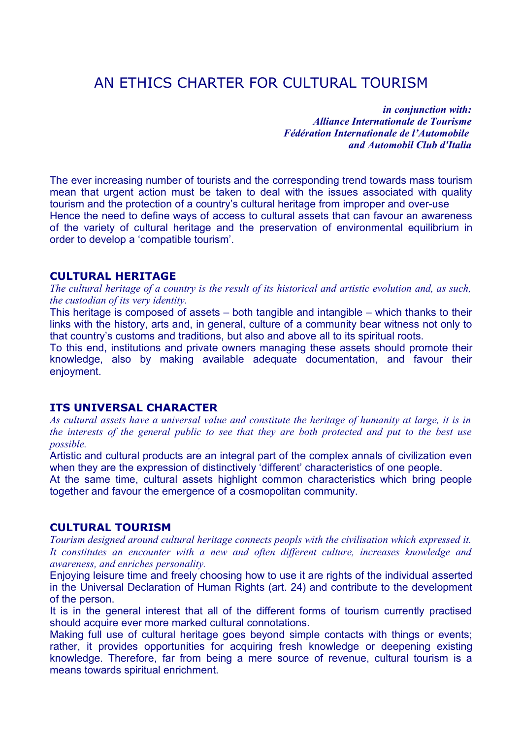# AN ETHICS CHARTER FOR CULTURAL TOURISM

***in conjunction with:***
***Alliance Internationale de Tourisme***
***Fédération Internationale de l'Automobile***
***and Automobil Club d'Italia***

The ever increasing number of tourists and the corresponding trend towards mass tourism mean that urgent action must be taken to deal with the issues associated with quality tourism and the protection of a country's cultural heritage from improper and over-use Hence the need to define ways of access to cultural assets that can favour an awareness of the variety of cultural heritage and the preservation of environmental equilibrium in order to develop a 'compatible tourism'.

## CULTURAL HERITAGE

*The cultural heritage of a country is the result of its historical and artistic evolution and, as such, the custodian of its very identity.*

This heritage is composed of assets – both tangible and intangible – which thanks to their links with the history, arts and, in general, culture of a community bear witness not only to that country's customs and traditions, but also and above all to its spiritual roots.

To this end, institutions and private owners managing these assets should promote their knowledge, also by making available adequate documentation, and favour their enjoyment.

## ITS UNIVERSAL CHARACTER

*As cultural assets have a universal value and constitute the heritage of humanity at large, it is in the interests of the general public to see that they are both protected and put to the best use possible.*

Artistic and cultural products are an integral part of the complex annals of civilization even when they are the expression of distinctively 'different' characteristics of one people.

At the same time, cultural assets highlight common characteristics which bring people together and favour the emergence of a cosmopolitan community.

## CULTURAL TOURISM

*Tourism designed around cultural heritage connects peopls with the civilisation which expressed it. It constitutes an encounter with a new and often different culture, increases knowledge and awareness, and enriches personality.*

Enjoying leisure time and freely choosing how to use it are rights of the individual asserted in the Universal Declaration of Human Rights (art. 24) and contribute to the development of the person.

It is in the general interest that all of the different forms of tourism currently practised should acquire ever more marked cultural connotations.

Making full use of cultural heritage goes beyond simple contacts with things or events; rather, it provides opportunities for acquiring fresh knowledge or deepening existing knowledge. Therefore, far from being a mere source of revenue, cultural tourism is a means towards spiritual enrichment.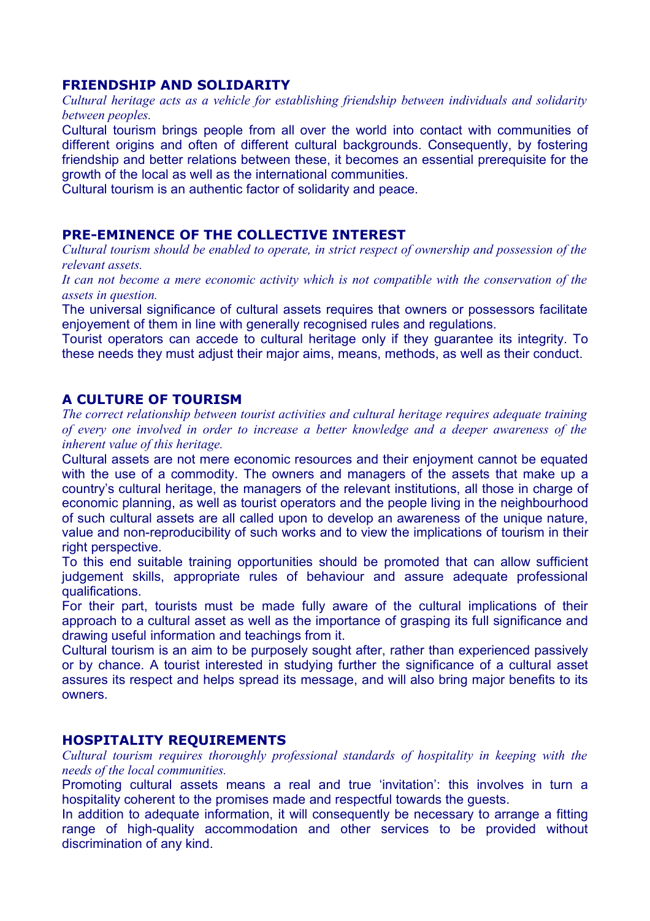## FRIENDSHIP AND SOLIDARITY

*Cultural heritage acts as a vehicle for establishing friendship between individuals and solidarity between peoples.*

Cultural tourism brings people from all over the world into contact with communities of different origins and often of different cultural backgrounds. Consequently, by fostering friendship and better relations between these, it becomes an essential prerequisite for the growth of the local as well as the international communities.

Cultural tourism is an authentic factor of solidarity and peace.

## PRE-EMINENCE OF THE COLLECTIVE INTEREST

*Cultural tourism should be enabled to operate, in strict respect of ownership and possession of the relevant assets.*

*It can not become a mere economic activity which is not compatible with the conservation of the assets in question.*

The universal significance of cultural assets requires that owners or possessors facilitate enjoyement of them in line with generally recognised rules and regulations.

Tourist operators can accede to cultural heritage only if they guarantee its integrity. To these needs they must adjust their major aims, means, methods, as well as their conduct.

## A CULTURE OF TOURISM

*The correct relationship between tourist activities and cultural heritage requires adequate training of every one involved in order to increase a better knowledge and a deeper awareness of the inherent value of this heritage.*

Cultural assets are not mere economic resources and their enjoyment cannot be equated with the use of a commodity. The owners and managers of the assets that make up a country's cultural heritage, the managers of the relevant institutions, all those in charge of economic planning, as well as tourist operators and the people living in the neighbourhood of such cultural assets are all called upon to develop an awareness of the unique nature, value and non-reproducibility of such works and to view the implications of tourism in their right perspective.

To this end suitable training opportunities should be promoted that can allow sufficient judgement skills, appropriate rules of behaviour and assure adequate professional qualifications.

For their part, tourists must be made fully aware of the cultural implications of their approach to a cultural asset as well as the importance of grasping its full significance and drawing useful information and teachings from it.

Cultural tourism is an aim to be purposely sought after, rather than experienced passively or by chance. A tourist interested in studying further the significance of a cultural asset assures its respect and helps spread its message, and will also bring major benefits to its owners.

## HOSPITALITY REQUIREMENTS

*Cultural tourism requires thoroughly professional standards of hospitality in keeping with the needs of the local communities.*

Promoting cultural assets means a real and true 'invitation': this involves in turn a hospitality coherent to the promises made and respectful towards the guests.

In addition to adequate information, it will consequently be necessary to arrange a fitting range of high-quality accommodation and other services to be provided without discrimination of any kind.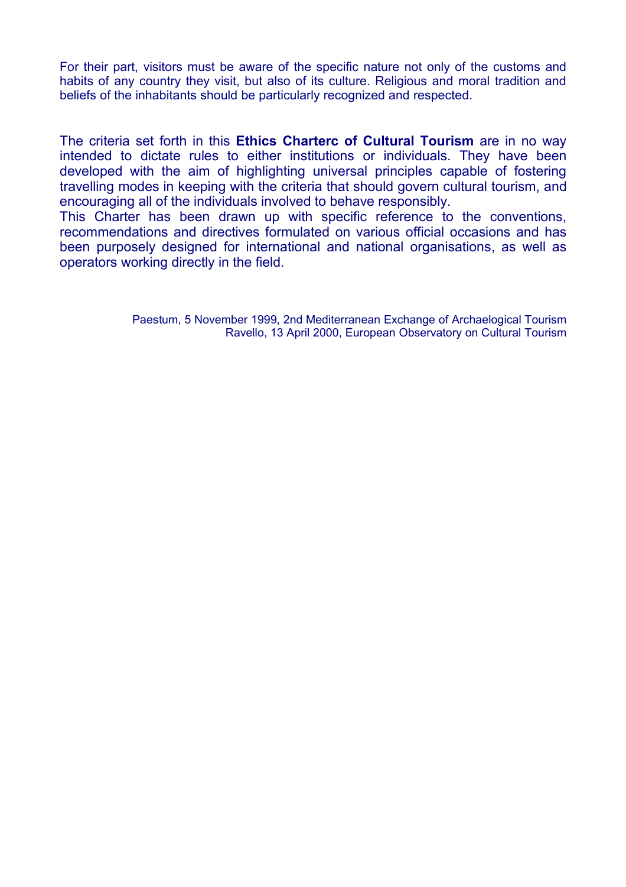For their part, visitors must be aware of the specific nature not only of the customs and habits of any country they visit, but also of its culture. Religious and moral tradition and beliefs of the inhabitants should be particularly recognized and respected.

The criteria set forth in this **Ethics Charterc of Cultural Tourism** are in no way intended to dictate rules to either institutions or individuals. They have been developed with the aim of highlighting universal principles capable of fostering travelling modes in keeping with the criteria that should govern cultural tourism, and encouraging all of the individuals involved to behave responsibly.
This Charter has been drawn up with specific reference to the conventions, recommendations and directives formulated on various official occasions and has been purposely designed for international and national organisations, as well as operators working directly in the field.

Paestum, 5 November 1999, 2nd Mediterranean Exchange of Archaelogical Tourism
Ravello, 13 April 2000, European Observatory on Cultural Tourism